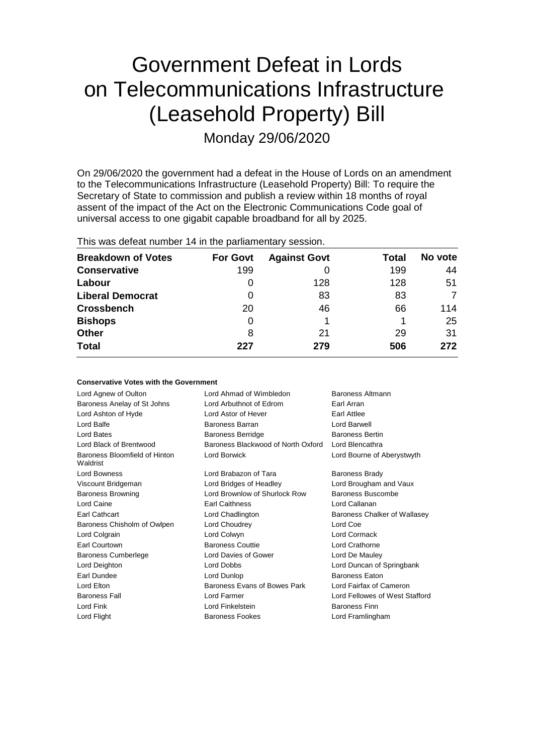# Government Defeat in Lords on Telecommunications Infrastructure (Leasehold Property) Bill

## Monday 29/06/2020

On 29/06/2020 the government had a defeat in the House of Lords on an amendment to the Telecommunications Infrastructure (Leasehold Property) Bill: To require the Secretary of State to commission and publish a review within 18 months of royal assent of the impact of the Act on the Electronic Communications Code goal of universal access to one gigabit capable broadband for all by 2025.

This was defeat number 14 in the parliamentary session.

| Breakdown of Votes | For Govt | Against Govt | Total | No vote |
|---|---|---|---|---|
| **Conservative** | 199 | 0 | 199 | 44 |
| **Labour** | 0 | 128 | 128 | 51 |
| **Liberal Democrat** | 0 | 83 | 83 | 7 |
| **Crossbench** | 20 | 46 | 66 | 114 |
| **Bishops** | 0 | 1 | 1 | 25 |
| **Other** | 8 | 21 | 29 | 31 |
| **Total** | **227** | **279** | **506** | **272** |

#### Conservative Votes with the Government

| | | |
|---|---|---|
| Lord Agnew of Oulton | Lord Ahmad of Wimbledon | Baroness Altmann |
| Baroness Anelay of St Johns | Lord Arbuthnot of Edrom | Earl Arran |
| Lord Ashton of Hyde | Lord Astor of Hever | Earl Attlee |
| Lord Balfe | Baroness Barran | Lord Barwell |
| Lord Bates | Baroness Berridge | Baroness Bertin |
| Lord Black of Brentwood | Baroness Blackwood of North Oxford | Lord Blencathra |
| Baroness Bloomfield of Hinton Waldrist | Lord Borwick | Lord Bourne of Aberystwyth |
| Lord Bowness | Lord Brabazon of Tara | Baroness Brady |
| Viscount Bridgeman | Lord Bridges of Headley | Lord Brougham and Vaux |
| Baroness Browning | Lord Brownlow of Shurlock Row | Baroness Buscombe |
| Lord Caine | Earl Caithness | Lord Callanan |
| Earl Cathcart | Lord Chadlington | Baroness Chalker of Wallasey |
| Baroness Chisholm of Owlpen | Lord Choudrey | Lord Coe |
| Lord Colgrain | Lord Colwyn | Lord Cormack |
| Earl Courtown | Baroness Couttie | Lord Crathorne |
| Baroness Cumberlege | Lord Davies of Gower | Lord De Mauley |
| Lord Deighton | Lord Dobbs | Lord Duncan of Springbank |
| Earl Dundee | Lord Dunlop | Baroness Eaton |
| Lord Elton | Baroness Evans of Bowes Park | Lord Fairfax of Cameron |
| Baroness Fall | Lord Farmer | Lord Fellowes of West Stafford |
| Lord Fink | Lord Finkelstein | Baroness Finn |
| Lord Flight | Baroness Fookes | Lord Framlingham |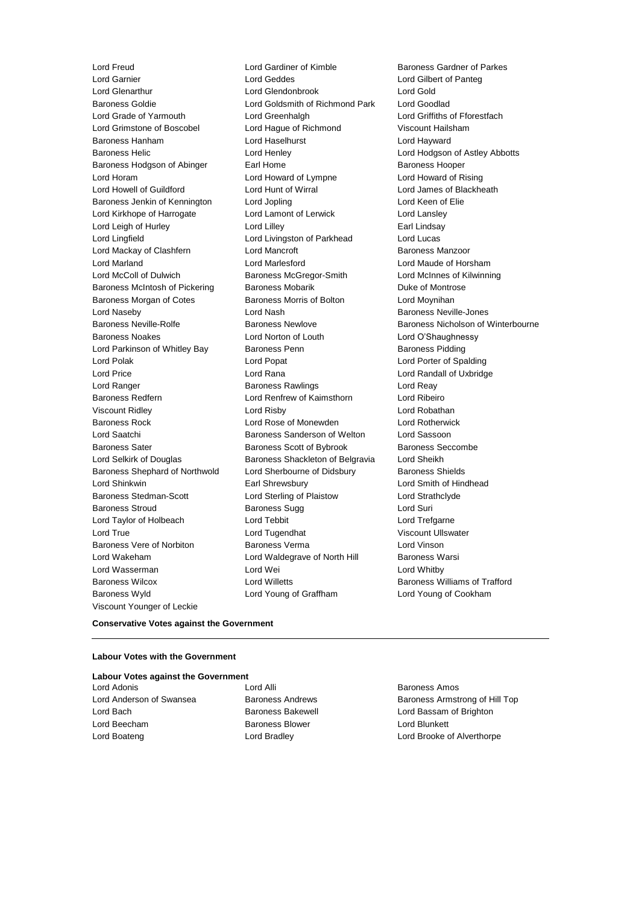Lord Freud | Lord Gardiner of Kimble | Baroness Gardner of Parkes
Lord Garnier | Lord Geddes | Lord Gilbert of Panteg
Lord Glenarthur | Lord Glendonbrook | Lord Gold
Baroness Goldie | Lord Goldsmith of Richmond Park | Lord Goodlad
Lord Grade of Yarmouth | Lord Greenhalgh | Lord Griffiths of Fforestfach
Lord Grimstone of Boscobel | Lord Hague of Richmond | Viscount Hailsham
Baroness Hanham | Lord Haselhurst | Lord Hayward
Baroness Helic | Lord Henley | Lord Hodgson of Astley Abbotts
Baroness Hodgson of Abinger | Earl Home | Baroness Hooper
Lord Horam | Lord Howard of Lympne | Lord Howard of Rising
Lord Howell of Guildford | Lord Hunt of Wirral | Lord James of Blackheath
Baroness Jenkin of Kennington | Lord Jopling | Lord Keen of Elie
Lord Kirkhope of Harrogate | Lord Lamont of Lerwick | Lord Lansley
Lord Leigh of Hurley | Lord Lilley | Earl Lindsay
Lord Lingfield | Lord Livingston of Parkhead | Lord Lucas
Lord Mackay of Clashfern | Lord Mancroft | Baroness Manzoor
Lord Marland | Lord Marlesford | Lord Maude of Horsham
Lord McColl of Dulwich | Baroness McGregor-Smith | Lord McInnes of Kilwinning
Baroness McIntosh of Pickering | Baroness Mobarik | Duke of Montrose
Baroness Morgan of Cotes | Baroness Morris of Bolton | Lord Moynihan
Lord Naseby | Lord Nash | Baroness Neville-Jones
Baroness Neville-Rolfe | Baroness Newlove | Baroness Nicholson of Winterbourne
Baroness Noakes | Lord Norton of Louth | Lord O'Shaughnessy
Lord Parkinson of Whitley Bay | Baroness Penn | Baroness Pidding
Lord Polak | Lord Popat | Lord Porter of Spalding
Lord Price | Lord Rana | Lord Randall of Uxbridge
Lord Ranger | Baroness Rawlings | Lord Reay
Baroness Redfern | Lord Renfrew of Kaimsthorn | Lord Ribeiro
Viscount Ridley | Lord Risby | Lord Robathan
Baroness Rock | Lord Rose of Monewden | Lord Rotherwick
Lord Saatchi | Baroness Sanderson of Welton | Lord Sassoon
Baroness Sater | Baroness Scott of Bybrook | Baroness Seccombe
Lord Selkirk of Douglas | Baroness Shackleton of Belgravia | Lord Sheikh
Baroness Shephard of Northwold | Lord Sherbourne of Didsbury | Baroness Shields
Lord Shinkwin | Earl Shrewsbury | Lord Smith of Hindhead
Baroness Stedman-Scott | Lord Sterling of Plaistow | Lord Strathclyde
Baroness Stroud | Baroness Sugg | Lord Suri
Lord Taylor of Holbeach | Lord Tebbit | Lord Trefgarne
Lord True | Lord Tugendhat | Viscount Ullswater
Baroness Vere of Norbiton | Baroness Verma | Lord Vinson
Lord Wakeham | Lord Waldegrave of North Hill | Baroness Warsi
Lord Wasserman | Lord Wei | Lord Whitby
Baroness Wilcox | Lord Willetts | Baroness Williams of Trafford
Baroness Wyld | Lord Young of Graffham | Lord Young of Cookham
Viscount Younger of Leckie

**Conservative Votes against the Government**

---

**Labour Votes with the Government**

**Labour Votes against the Government**

Lord Adonis | Lord Alli | Baroness Amos
Lord Anderson of Swansea | Baroness Andrews | Baroness Armstrong of Hill Top
Lord Bach | Baroness Bakewell | Lord Bassam of Brighton
Lord Beecham | Baroness Blower | Lord Blunkett
Lord Boateng | Lord Bradley | Lord Brooke of Alverthorpe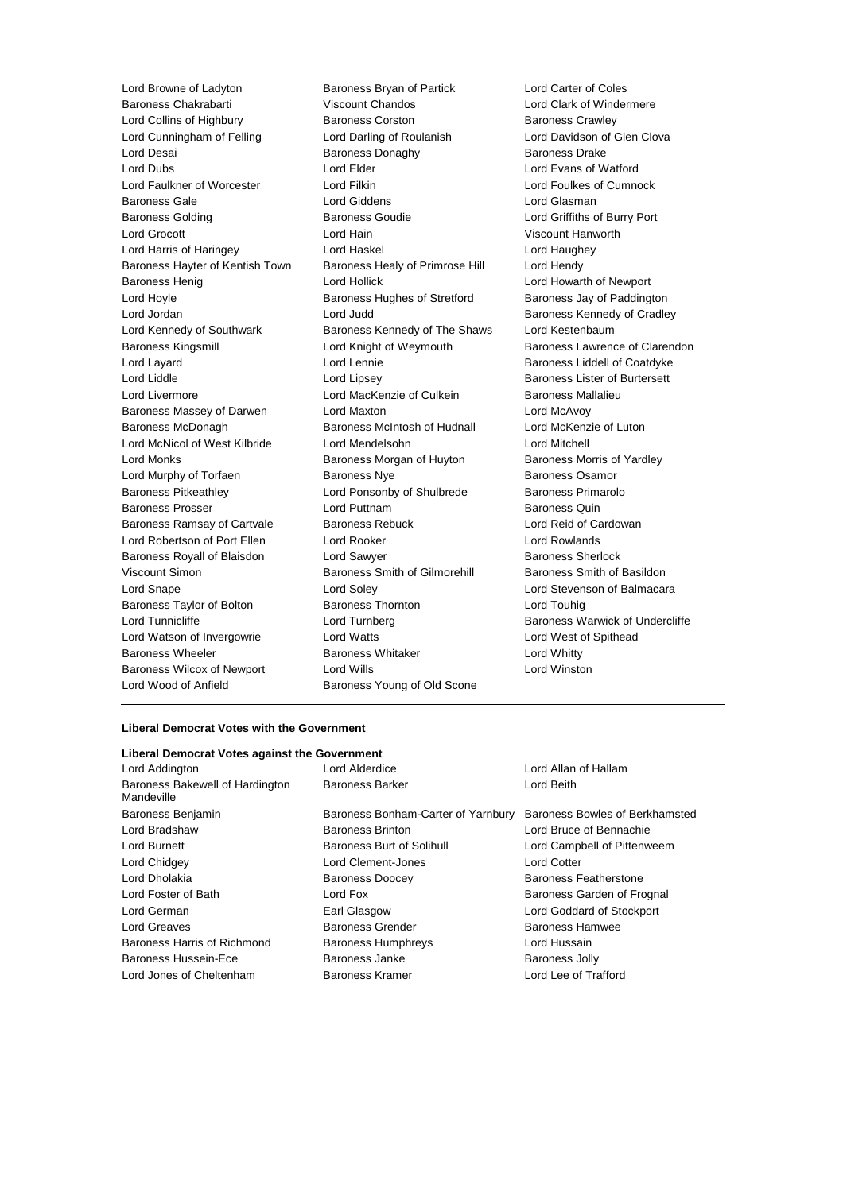Lord Browne of Ladyton
Baroness Bryan of Partick
Lord Carter of Coles
Baroness Chakrabarti
Viscount Chandos
Lord Clark of Windermere
Lord Collins of Highbury
Baroness Corston
Baroness Crawley
Lord Cunningham of Felling
Lord Darling of Roulanish
Lord Davidson of Glen Clova
Lord Desai
Baroness Donaghy
Baroness Drake
Lord Dubs
Lord Elder
Lord Evans of Watford
Lord Faulkner of Worcester
Lord Filkin
Lord Foulkes of Cumnock
Baroness Gale
Lord Giddens
Lord Glasman
Baroness Golding
Baroness Goudie
Lord Griffiths of Burry Port
Lord Grocott
Lord Hain
Viscount Hanworth
Lord Harris of Haringey
Lord Haskel
Lord Haughey
Baroness Hayter of Kentish Town
Baroness Healy of Primrose Hill
Lord Hendy
Baroness Henig
Lord Hollick
Lord Howarth of Newport
Lord Hoyle
Baroness Hughes of Stretford
Baroness Jay of Paddington
Lord Jordan
Lord Judd
Baroness Kennedy of Cradley
Lord Kennedy of Southwark
Baroness Kennedy of The Shaws
Lord Kestenbaum
Baroness Kingsmill
Lord Knight of Weymouth
Baroness Lawrence of Clarendon
Lord Layard
Lord Lennie
Baroness Liddell of Coatdyke
Lord Liddle
Lord Lipsey
Baroness Lister of Burtersett
Lord Livermore
Lord MacKenzie of Culkein
Baroness Mallalieu
Baroness Massey of Darwen
Lord Maxton
Lord McAvoy
Baroness McDonagh
Baroness McIntosh of Hudnall
Lord McKenzie of Luton
Lord McNicol of West Kilbride
Lord Mendelsohn
Lord Mitchell
Lord Monks
Baroness Morgan of Huyton
Baroness Morris of Yardley
Lord Murphy of Torfaen
Baroness Nye
Baroness Osamor
Baroness Pitkeathley
Lord Ponsonby of Shulbrede
Baroness Primarolo
Baroness Prosser
Lord Puttnam
Baroness Quin
Baroness Ramsay of Cartvale
Baroness Rebuck
Lord Reid of Cardowan
Lord Robertson of Port Ellen
Lord Rooker
Lord Rowlands
Baroness Royall of Blaisdon
Lord Sawyer
Baroness Sherlock
Viscount Simon
Baroness Smith of Gilmorehill
Baroness Smith of Basildon
Lord Snape
Lord Soley
Lord Stevenson of Balmacara
Baroness Taylor of Bolton
Baroness Thornton
Lord Touhig
Lord Tunnicliffe
Lord Turnberg
Baroness Warwick of Undercliffe
Lord Watson of Invergowrie
Lord Watts
Lord West of Spithead
Baroness Wheeler
Baroness Whitaker
Lord Whitty
Baroness Wilcox of Newport
Lord Wills
Lord Winston
Lord Wood of Anfield
Baroness Young of Old Scone

---

**Liberal Democrat Votes with the Government**

**Liberal Democrat Votes against the Government**

Lord Addington
Lord Alderdice
Lord Allan of Hallam
Baroness Bakewell of Hardington Mandeville
Baroness Barker
Lord Beith
Baroness Benjamin
Baroness Bonham-Carter of Yarnbury
Baroness Bowles of Berkhamsted
Lord Bradshaw
Baroness Brinton
Lord Bruce of Bennachie
Lord Burnett
Baroness Burt of Solihull
Lord Campbell of Pittenweem
Lord Chidgey
Lord Clement-Jones
Lord Cotter
Lord Dholakia
Baroness Doocey
Baroness Featherstone
Lord Foster of Bath
Lord Fox
Baroness Garden of Frognal
Lord German
Earl Glasgow
Lord Goddard of Stockport
Lord Greaves
Baroness Grender
Baroness Hamwee
Baroness Harris of Richmond
Baroness Humphreys
Lord Hussain
Baroness Hussein-Ece
Baroness Janke
Baroness Jolly
Lord Jones of Cheltenham
Baroness Kramer
Lord Lee of Trafford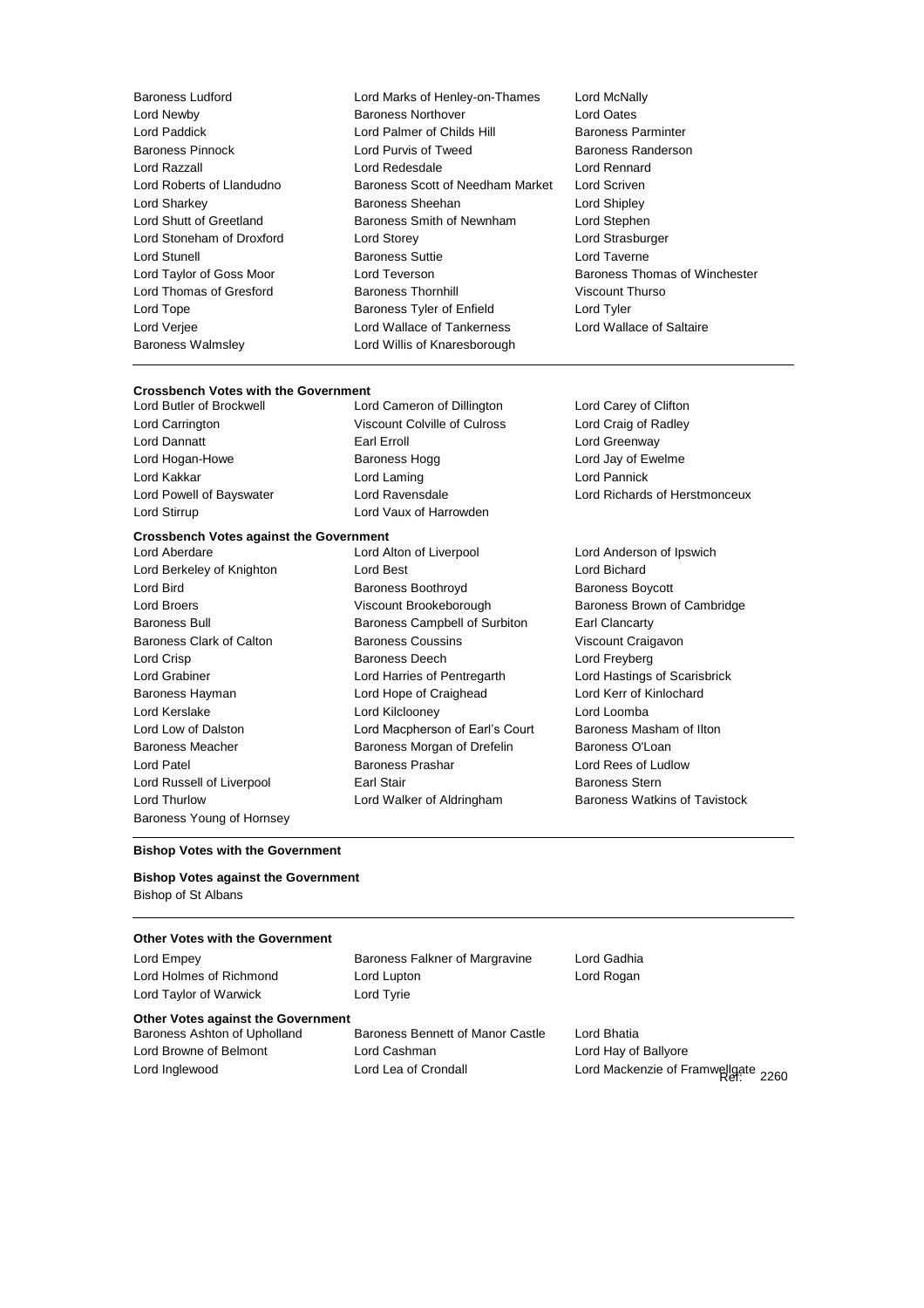Baroness Ludford
Lord Marks of Henley-on-Thames
Lord McNally
Lord Newby
Baroness Northover
Lord Oates
Lord Paddick
Lord Palmer of Childs Hill
Baroness Parminter
Baroness Pinnock
Lord Purvis of Tweed
Baroness Randerson
Lord Razzall
Lord Redesdale
Lord Rennard
Lord Roberts of Llandudno
Baroness Scott of Needham Market
Lord Scriven
Lord Sharkey
Baroness Sheehan
Lord Shipley
Lord Shutt of Greetland
Baroness Smith of Newnham
Lord Stephen
Lord Stoneham of Droxford
Lord Storey
Lord Strasburger
Lord Stunell
Baroness Suttie
Lord Taverne
Lord Taylor of Goss Moor
Lord Teverson
Baroness Thomas of Winchester
Lord Thomas of Gresford
Baroness Thornhill
Viscount Thurso
Lord Tope
Baroness Tyler of Enfield
Lord Tyler
Lord Verjee
Lord Wallace of Tankerness
Lord Wallace of Saltaire
Baroness Walmsley
Lord Willis of Knaresborough

**Crossbench Votes with the Government**

Lord Butler of Brockwell
Lord Cameron of Dillington
Lord Carey of Clifton
Lord Carrington
Viscount Colville of Culross
Lord Craig of Radley
Lord Dannatt
Earl Erroll
Lord Greenway
Lord Hogan-Howe
Baroness Hogg
Lord Jay of Ewelme
Lord Kakkar
Lord Laming
Lord Pannick
Lord Powell of Bayswater
Lord Ravensdale
Lord Richards of Herstmonceux
Lord Stirrup
Lord Vaux of Harrowden

**Crossbench Votes against the Government**

Lord Aberdare
Lord Alton of Liverpool
Lord Anderson of Ipswich
Lord Berkeley of Knighton
Lord Best
Lord Bichard
Lord Bird
Baroness Boothroyd
Baroness Boycott
Lord Broers
Viscount Brookeborough
Baroness Brown of Cambridge
Baroness Bull
Baroness Campbell of Surbiton
Earl Clancarty
Baroness Clark of Calton
Baroness Coussins
Viscount Craigavon
Lord Crisp
Baroness Deech
Lord Freyberg
Lord Grabiner
Lord Harries of Pentregarth
Lord Hastings of Scarisbrick
Baroness Hayman
Lord Hope of Craighead
Lord Kerr of Kinlochard
Lord Kerslake
Lord Kilclooney
Lord Loomba
Lord Low of Dalston
Lord Macpherson of Earl's Court
Baroness Masham of Ilton
Baroness Meacher
Baroness Morgan of Drefelin
Baroness O'Loan
Lord Patel
Baroness Prashar
Lord Rees of Ludlow
Lord Russell of Liverpool
Earl Stair
Baroness Stern
Lord Thurlow
Lord Walker of Aldringham
Baroness Watkins of Tavistock
Baroness Young of Hornsey

**Bishop Votes with the Government**

**Bishop Votes against the Government**

Bishop of St Albans

**Other Votes with the Government**

Lord Empey
Baroness Falkner of Margravine
Lord Gadhia
Lord Holmes of Richmond
Lord Lupton
Lord Rogan
Lord Taylor of Warwick
Lord Tyrie

**Other Votes against the Government**

Baroness Ashton of Upholland
Baroness Bennett of Manor Castle
Lord Bhatia
Lord Browne of Belmont
Lord Cashman
Lord Hay of Ballyore
Lord Inglewood
Lord Lea of Crondall
Lord Mackenzie of Framwellgate

Ref: 2260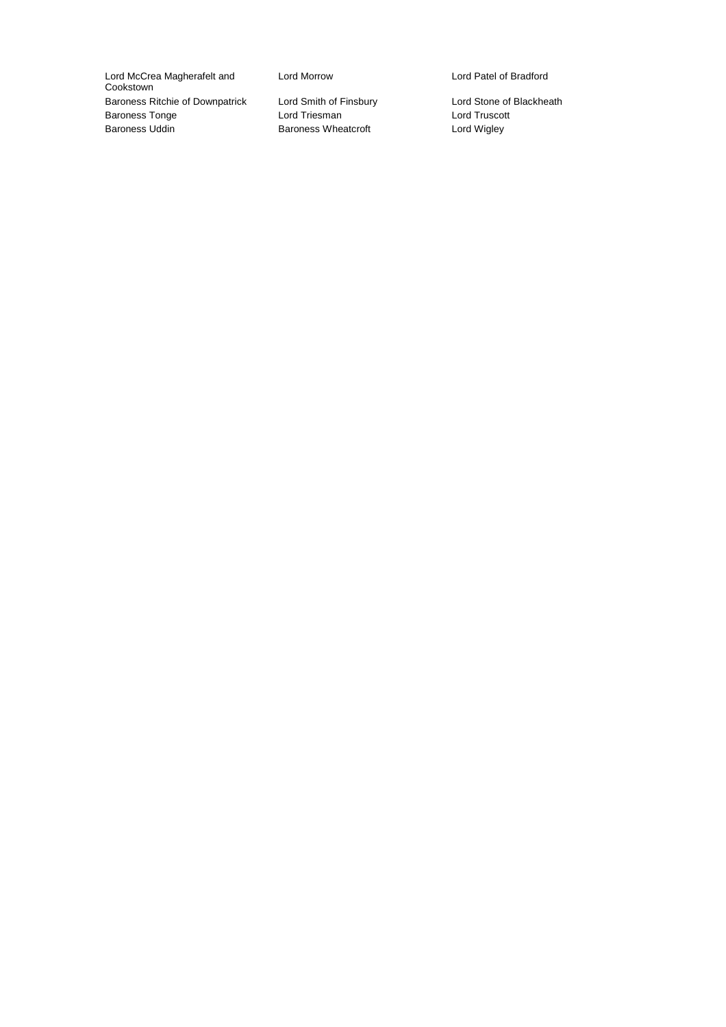| | | |
|---|---|---|
| Lord McCrea Magherafelt and Cookstown | Lord Morrow | Lord Patel of Bradford |
| Baroness Ritchie of Downpatrick | Lord Smith of Finsbury | Lord Stone of Blackheath |
| Baroness Tonge | Lord Triesman | Lord Truscott |
| Baroness Uddin | Baroness Wheatcroft | Lord Wigley |